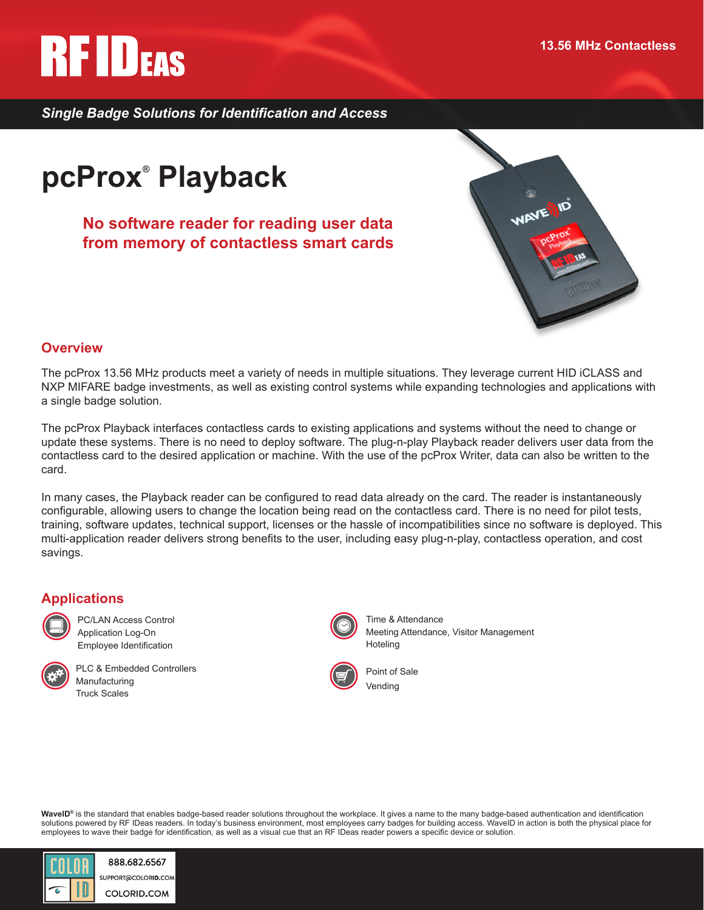RF IDEAS

13.56 MHz Contactless

*Single Badge Solutions for Identification and Access*

# pcProx® Playback

**No software reader for reading user data from memory of contactless smart cards**

## Overview

The pcProx 13.56 MHz products meet a variety of needs in multiple situations. They leverage current HID iCLASS and NXP MIFARE badge investments, as well as existing control systems while expanding technologies and applications with a single badge solution.

The pcProx Playback interfaces contactless cards to existing applications and systems without the need to change or update these systems. There is no need to deploy software. The plug-n-play Playback reader delivers user data from the contactless card to the desired application or machine. With the use of the pcProx Writer, data can also be written to the card.

In many cases, the Playback reader can be configured to read data already on the card. The reader is instantaneously configurable, allowing users to change the location being read on the contactless card. There is no need for pilot tests, training, software updates, technical support, licenses or the hassle of incompatibilities since no software is deployed. This multi-application reader delivers strong benefits to the user, including easy plug-n-play, contactless operation, and cost savings.

## Applications

- PC/LAN Access Control
- Application Log-On
- Employee Identification

- PLC & Embedded Controllers
- Manufacturing
- Truck Scales

- Time & Attendance
- Meeting Attendance, Visitor Management
- Hoteling

- Point of Sale
- Vending

**WaveID®** is the standard that enables badge-based reader solutions throughout the workplace. It gives a name to the many badge-based authentication and identification solutions powered by RF IDeas readers. In today's business environment, most employees carry badges for building access. WaveID in action is both the physical place for employees to wave their badge for identification, as well as a visual cue that an RF IDeas reader powers a specific device or solution.

COLOR ID
888.682.6567
SUPPORT@COLORID.COM
COLORID.COM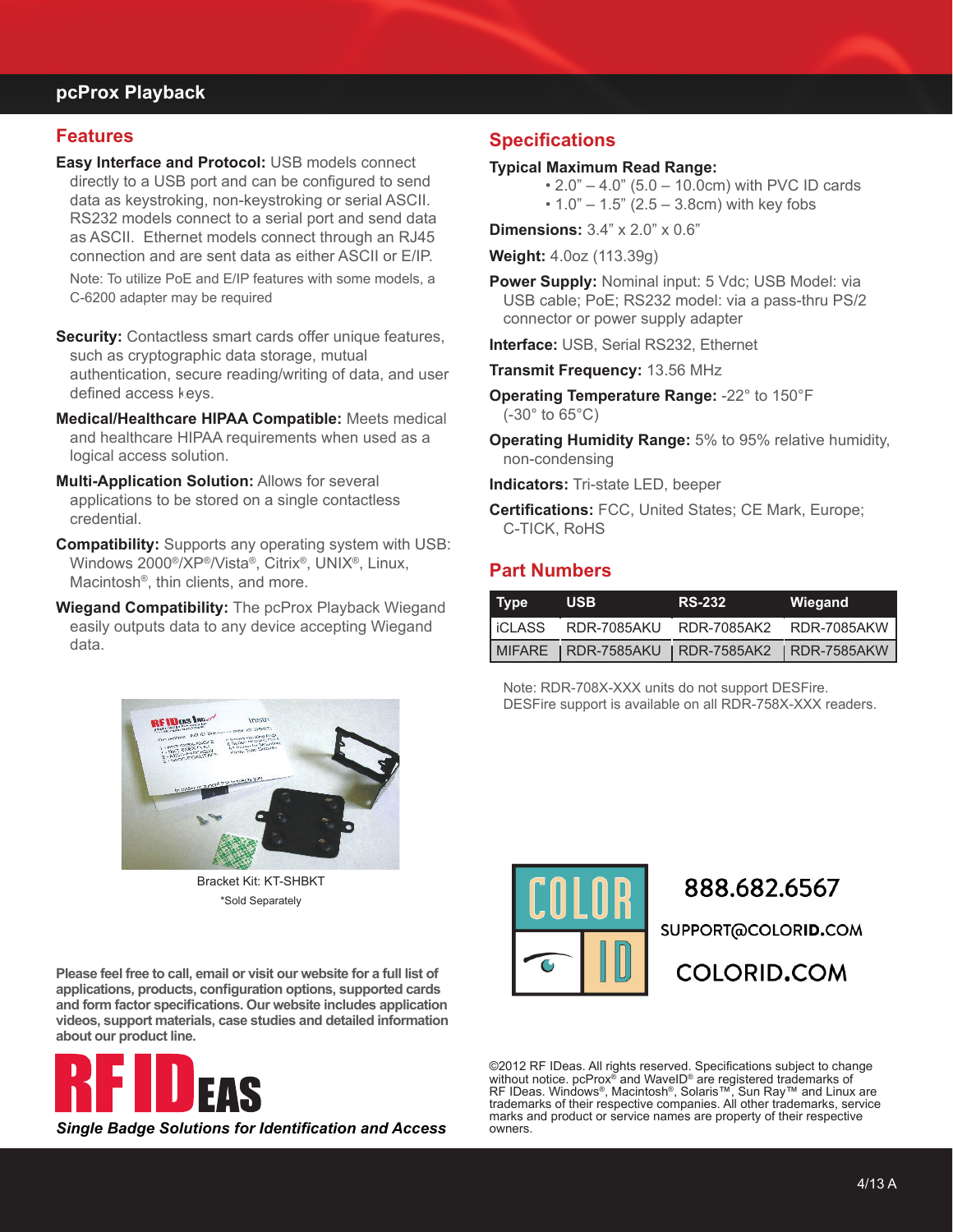# pcProx Playback

## Features

**Easy Interface and Protocol:** USB models connect directly to a USB port and can be configured to send data as keystroking, non-keystroking or serial ASCII. RS232 models connect to a serial port and send data as ASCII. Ethernet models connect through an RJ45 connection and are sent data as either ASCII or E/IP.

Note: To utilize PoE and E/IP features with some models, a C-6200 adapter may be required

**Security:** Contactless smart cards offer unique features, such as cryptographic data storage, mutual authentication, secure reading/writing of data, and user defined access keys.

**Medical/Healthcare HIPAA Compatible:** Meets medical and healthcare HIPAA requirements when used as a logical access solution.

**Multi-Application Solution:** Allows for several applications to be stored on a single contactless credential.

**Compatibility:** Supports any operating system with USB: Windows 2000®/XP®/Vista®, Citrix®, UNIX®, Linux, Macintosh®, thin clients, and more.

**Wiegand Compatibility:** The pcProx Playback Wiegand easily outputs data to any device accepting Wiegand data.

Bracket Kit: KT-SHBKT

*Sold Separately

**Please feel free to call, email or visit our website for a full list of applications, products, configuration options, supported cards and form factor specifications. Our website includes application videos, support materials, case studies and detailed information about our product line.**

RF IDEAS

*Single Badge Solutions for Identification and Access*

## Specifications

**Typical Maximum Read Range:**

- 2.0" – 4.0" (5.0 – 10.0cm) with PVC ID cards
- 1.0" – 1.5" (2.5 – 3.8cm) with key fobs

**Dimensions:** 3.4" x 2.0" x 0.6"

**Weight:** 4.0oz (113.39g)

**Power Supply:** Nominal input: 5 Vdc; USB Model: via USB cable; PoE; RS232 model: via a pass-thru PS/2 connector or power supply adapter

**Interface:** USB, Serial RS232, Ethernet

**Transmit Frequency:** 13.56 MHz

**Operating Temperature Range:** -22° to 150°F (-30° to 65°C)

**Operating Humidity Range:** 5% to 95% relative humidity, non-condensing

**Indicators:** Tri-state LED, beeper

**Certifications:** FCC, United States; CE Mark, Europe; C-TICK, RoHS

## Part Numbers

| Type | USB | RS-232 | Wiegand |
|---|---|---|---|
| iCLASS | RDR-7085AKU | RDR-7085AK2 | RDR-7085AKW |
| MIFARE | RDR-7585AKU | RDR-7585AK2 | RDR-7585AKW |

Note: RDR-708X-XXX units do not support DESFire. DESFire support is available on all RDR-758X-XXX readers.

COLOR ID

888.682.6567

SUPPORT@COLORID.COM

COLORID.COM

©2012 RF IDeas. All rights reserved. Specifications subject to change without notice. pcProx® and WaveID® are registered trademarks of RF IDeas. Windows®, Macintosh®, Solaris™, Sun Ray™ and Linux are trademarks of their respective companies. All other trademarks, service marks and product or service names are property of their respective owners.

4/13 A